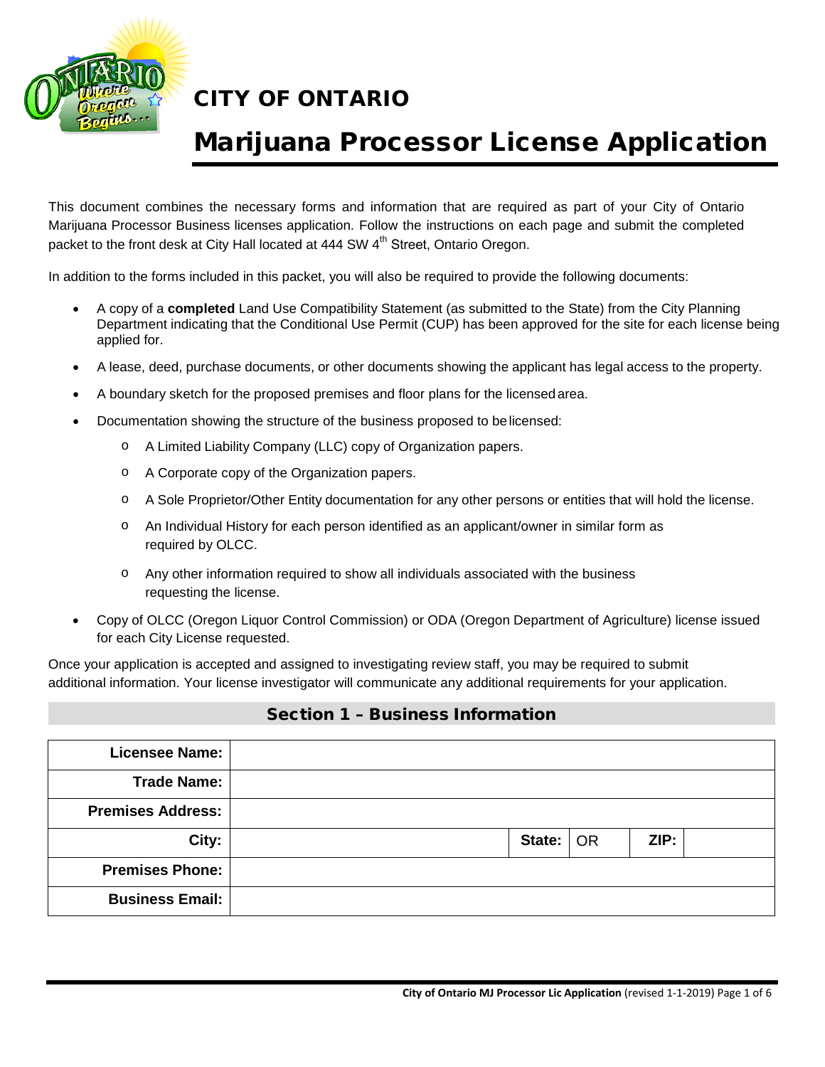# CITY OF ONTARIO

# Marijuana Processor License Application

This document combines the necessary forms and information that are required as part of your City of Ontario Marijuana Processor Business licenses application. Follow the instructions on each page and submit the completed packet to the front desk at City Hall located at 444 SW 4th Street, Ontario Oregon.

In addition to the forms included in this packet, you will also be required to provide the following documents:

- A copy of a **completed** Land Use Compatibility Statement (as submitted to the State) from the City Planning Department indicating that the Conditional Use Permit (CUP) has been approved for the site for each license being applied for.
- A lease, deed, purchase documents, or other documents showing the applicant has legal access to the property.
- A boundary sketch for the proposed premises and floor plans for the licensed area.
- Documentation showing the structure of the business proposed to be licensed:
  - A Limited Liability Company (LLC) copy of Organization papers.
  - A Corporate copy of the Organization papers.
  - A Sole Proprietor/Other Entity documentation for any other persons or entities that will hold the license.
  - An Individual History for each person identified as an applicant/owner in similar form as required by OLCC.
  - Any other information required to show all individuals associated with the business requesting the license.
- Copy of OLCC (Oregon Liquor Control Commission) or ODA (Oregon Department of Agriculture) license issued for each City License requested.

Once your application is accepted and assigned to investigating review staff, you may be required to submit additional information. Your license investigator will communicate any additional requirements for your application.

## Section 1 – Business Information

| | | | | | |
|---|---|---|---|---|---|
| **Licensee Name:** | | | | | |
| **Trade Name:** | | | | | |
| **Premises Address:** | | | | | |
| **City:** | | **State:** | OR | **ZIP:** | |
| **Premises Phone:** | | | | | |
| **Business Email:** | | | | | |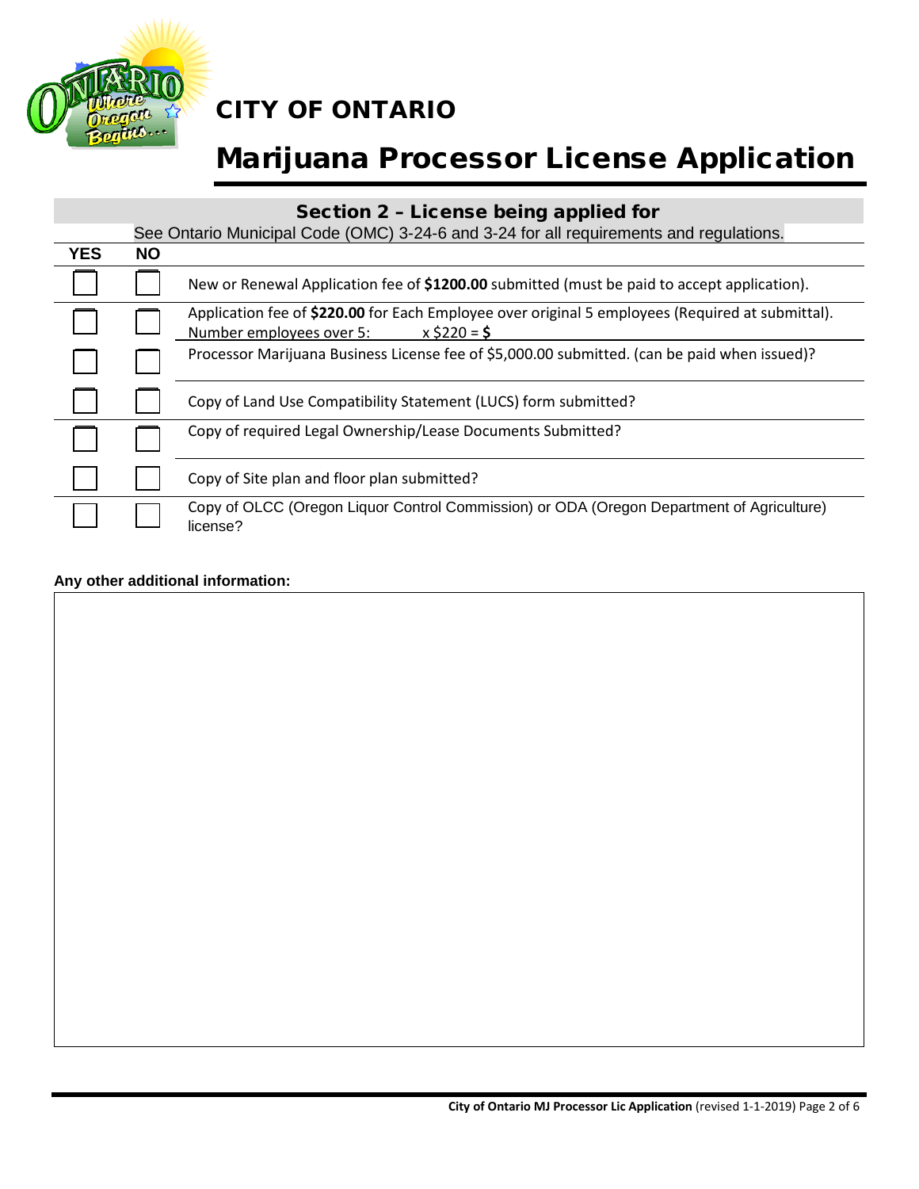# CITY OF ONTARIO

# Marijuana Processor License Application

## Section 2 – License being applied for

See Ontario Municipal Code (OMC) 3-24-6 and 3-24 for all requirements and regulations.

| YES | NO | |
|---|---|---|
| ☐ | ☐ | New or Renewal Application fee of **$1200.00** submitted (must be paid to accept application). |
| ☐ | ☐ | Application fee of **$220.00** for Each Employee over original 5 employees (Required at submittal). Number employees over 5: ____ x $220 = **$** ____ |
| ☐ | ☐ | Processor Marijuana Business License fee of $5,000.00 submitted. (can be paid when issued)? |
| ☐ | ☐ | Copy of Land Use Compatibility Statement (LUCS) form submitted? |
| ☐ | ☐ | Copy of required Legal Ownership/Lease Documents Submitted? |
| ☐ | ☐ | Copy of Site plan and floor plan submitted? |
| ☐ | ☐ | Copy of OLCC (Oregon Liquor Control Commission) or ODA (Oregon Department of Agriculture) license? |

**Any other additional information:**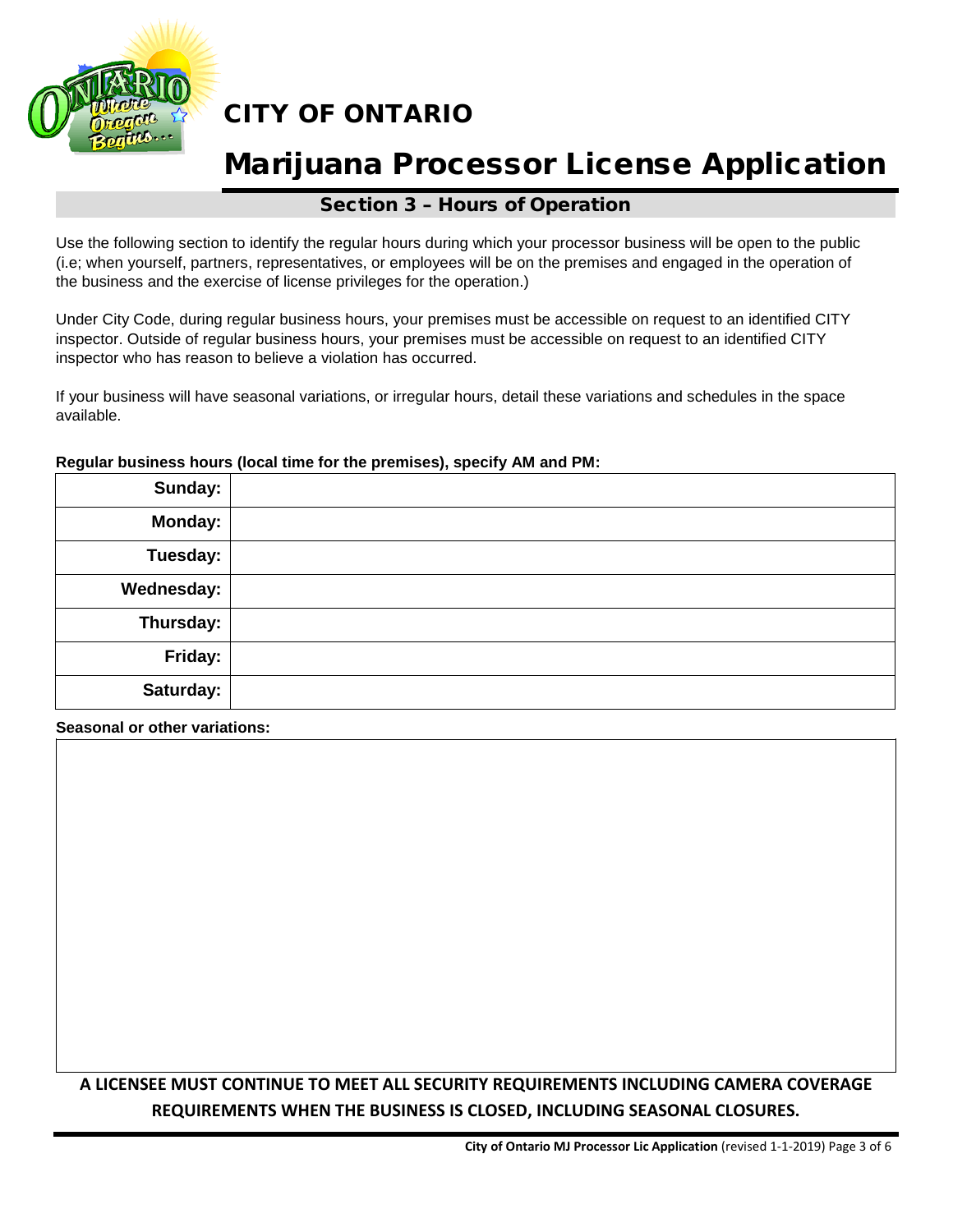# CITY OF ONTARIO

# Marijuana Processor License Application

## Section 3 – Hours of Operation

Use the following section to identify the regular hours during which your processor business will be open to the public (i.e; when yourself, partners, representatives, or employees will be on the premises and engaged in the operation of the business and the exercise of license privileges for the operation.)

Under City Code, during regular business hours, your premises must be accessible on request to an identified CITY inspector. Outside of regular business hours, your premises must be accessible on request to an identified CITY inspector who has reason to believe a violation has occurred.

If your business will have seasonal variations, or irregular hours, detail these variations and schedules in the space available.

**Regular business hours (local time for the premises), specify AM and PM:**

| | |
|---|---|
| **Sunday:** | |
| **Monday:** | |
| **Tuesday:** | |
| **Wednesday:** | |
| **Thursday:** | |
| **Friday:** | |
| **Saturday:** | |

**Seasonal or other variations:**

| |
|---|
| |

**A LICENSEE MUST CONTINUE TO MEET ALL SECURITY REQUIREMENTS INCLUDING CAMERA COVERAGE REQUIREMENTS WHEN THE BUSINESS IS CLOSED, INCLUDING SEASONAL CLOSURES.**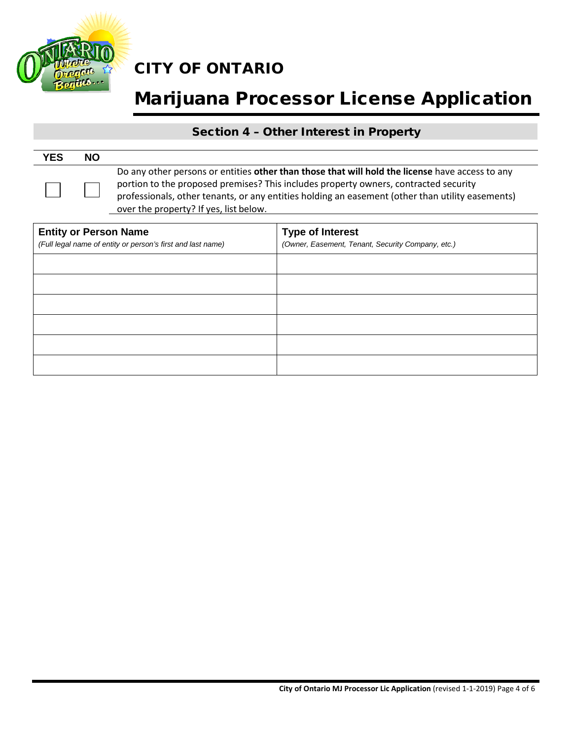# CITY OF ONTARIO

# Marijuana Processor License Application

## Section 4 – Other Interest in Property

| YES | NO | |
|---|---|---|
| ☐ | ☐ | Do any other persons or entities **other than those that will hold the license** have access to any portion to the proposed premises? This includes property owners, contracted security professionals, other tenants, or any entities holding an easement (other than utility easements) over the property? If yes, list below. |

| **Entity or Person Name** *(Full legal name of entity or person's first and last name)* | **Type of Interest** *(Owner, Easement, Tenant, Security Company, etc.)* |
|---|---|
| | |
| | |
| | |
| | |
| | |
| | |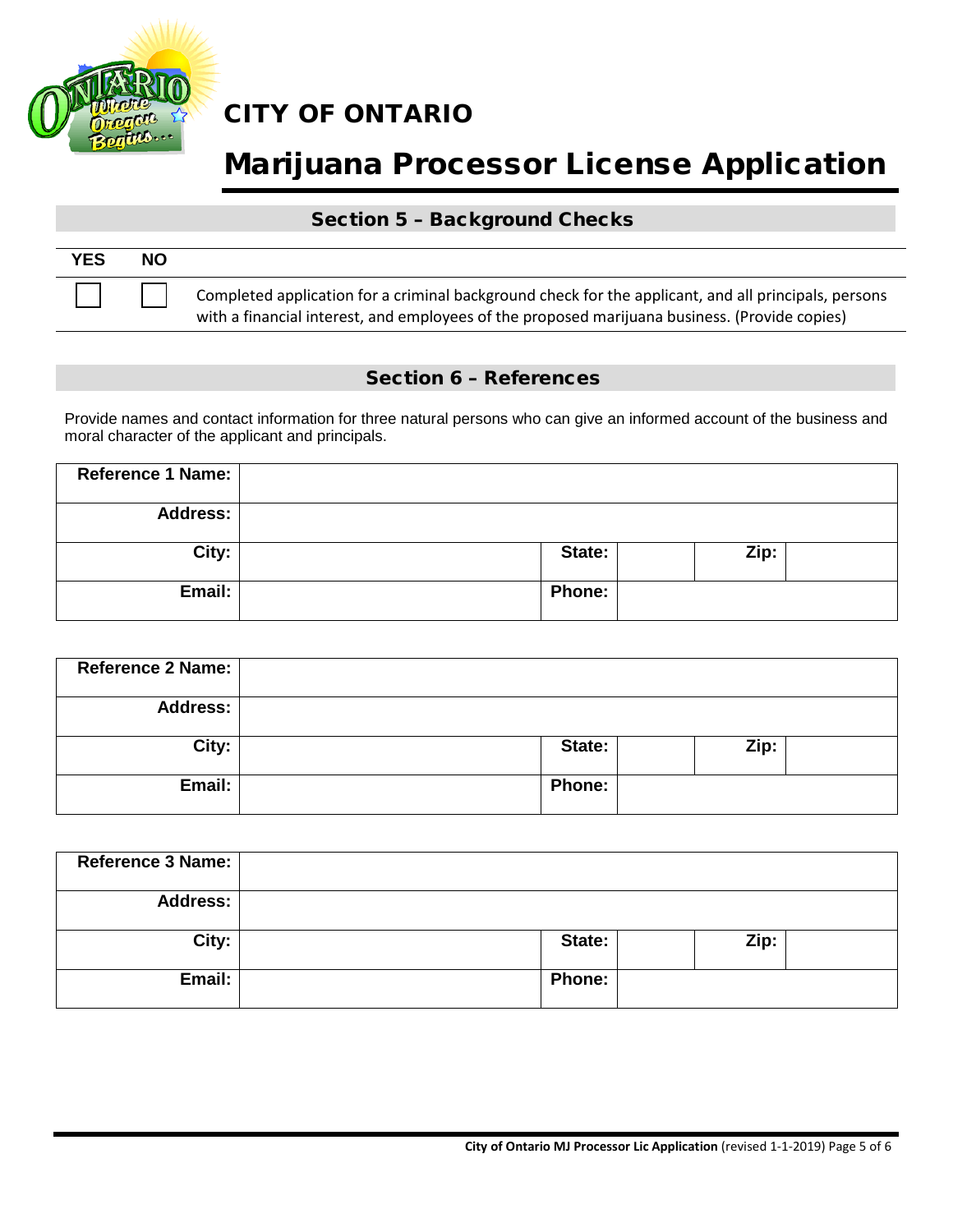# CITY OF ONTARIO

# Marijuana Processor License Application

## Section 5 – Background Checks

| YES | NO | |
|---|---|---|
| ☐ | ☐ | Completed application for a criminal background check for the applicant, and all principals, persons with a financial interest, and employees of the proposed marijuana business. (Provide copies) |

## Section 6 – References

Provide names and contact information for three natural persons who can give an informed account of the business and moral character of the applicant and principals.

| **Reference 1 Name:** | | | | | |
|---|---|---|---|---|---|
| **Address:** | | | | | |
| **City:** | | **State:** | | **Zip:** | |
| **Email:** | | **Phone:** | | | |

| **Reference 2 Name:** | | | | | |
|---|---|---|---|---|---|
| **Address:** | | | | | |
| **City:** | | **State:** | | **Zip:** | |
| **Email:** | | **Phone:** | | | |

| **Reference 3 Name:** | | | | | |
|---|---|---|---|---|---|
| **Address:** | | | | | |
| **City:** | | **State:** | | **Zip:** | |
| **Email:** | | **Phone:** | | | |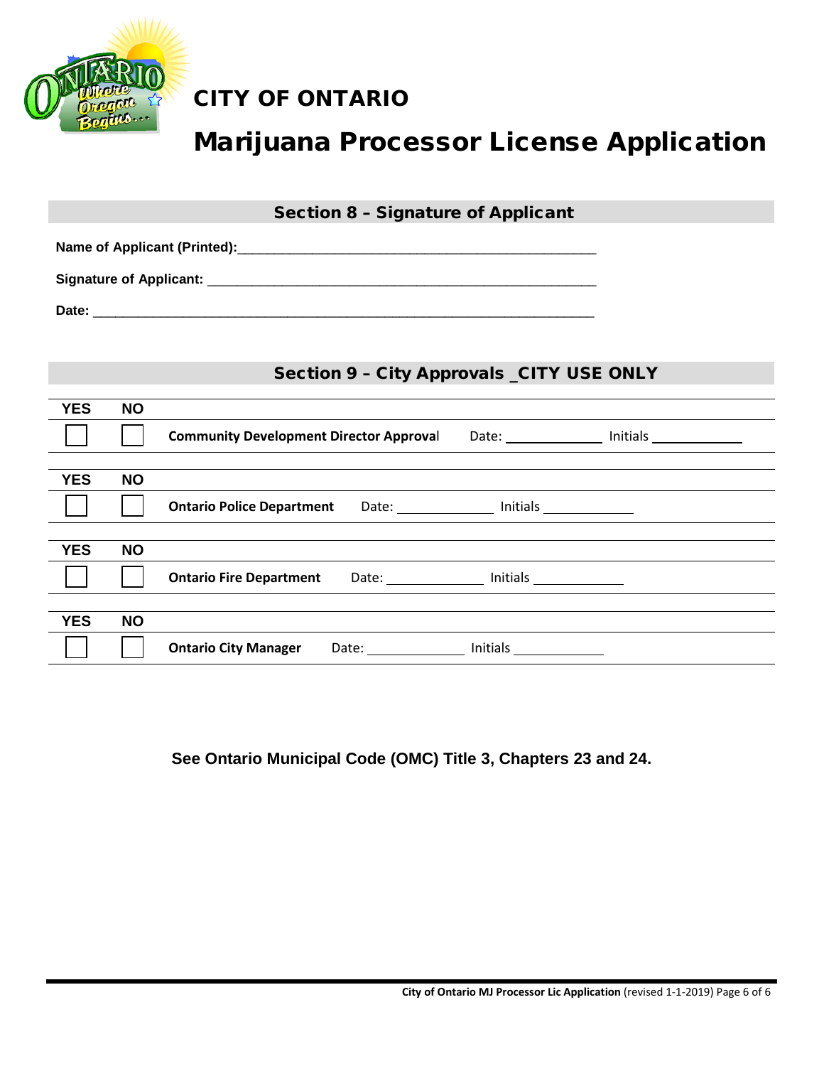# CITY OF ONTARIO

# Marijuana Processor License Application

## Section 8 – Signature of Applicant

**Name of Applicant (Printed):**\_\_\_\_\_\_\_\_\_\_\_\_\_\_\_\_\_\_\_\_\_\_\_\_\_\_\_\_\_\_\_\_\_\_\_\_\_\_\_\_\_\_\_\_\_\_\_\_

**Signature of Applicant:** \_\_\_\_\_\_\_\_\_\_\_\_\_\_\_\_\_\_\_\_\_\_\_\_\_\_\_\_\_\_\_\_\_\_\_\_\_\_\_\_\_\_\_\_\_\_\_\_\_\_\_\_\_

**Date:** \_\_\_\_\_\_\_\_\_\_\_\_\_\_\_\_\_\_\_\_\_\_\_\_\_\_\_\_\_\_\_\_\_\_\_\_\_\_\_\_\_\_\_\_\_\_\_\_\_\_\_\_\_\_\_\_\_\_\_\_\_\_\_\_\_\_\_

## Section 9 – City Approvals _CITY USE ONLY

| YES | NO | |
|---|---|---|
| ☐ | ☐ | **Community Development Director Approval** Date: \_\_\_\_\_\_\_\_\_\_\_\_ Initials \_\_\_\_\_\_\_\_\_\_\_\_ |
| **YES** | **NO** | |
| ☐ | ☐ | **Ontario Police Department** Date: \_\_\_\_\_\_\_\_\_\_\_\_ Initials \_\_\_\_\_\_\_\_\_\_\_\_ |
| **YES** | **NO** | |
| ☐ | ☐ | **Ontario Fire Department** Date: \_\_\_\_\_\_\_\_\_\_\_\_ Initials \_\_\_\_\_\_\_\_\_\_\_\_ |
| **YES** | **NO** | |
| ☐ | ☐ | **Ontario City Manager** Date: \_\_\_\_\_\_\_\_\_\_\_\_ Initials \_\_\_\_\_\_\_\_\_\_\_\_ |

**See Ontario Municipal Code (OMC) Title 3, Chapters 23 and 24.**